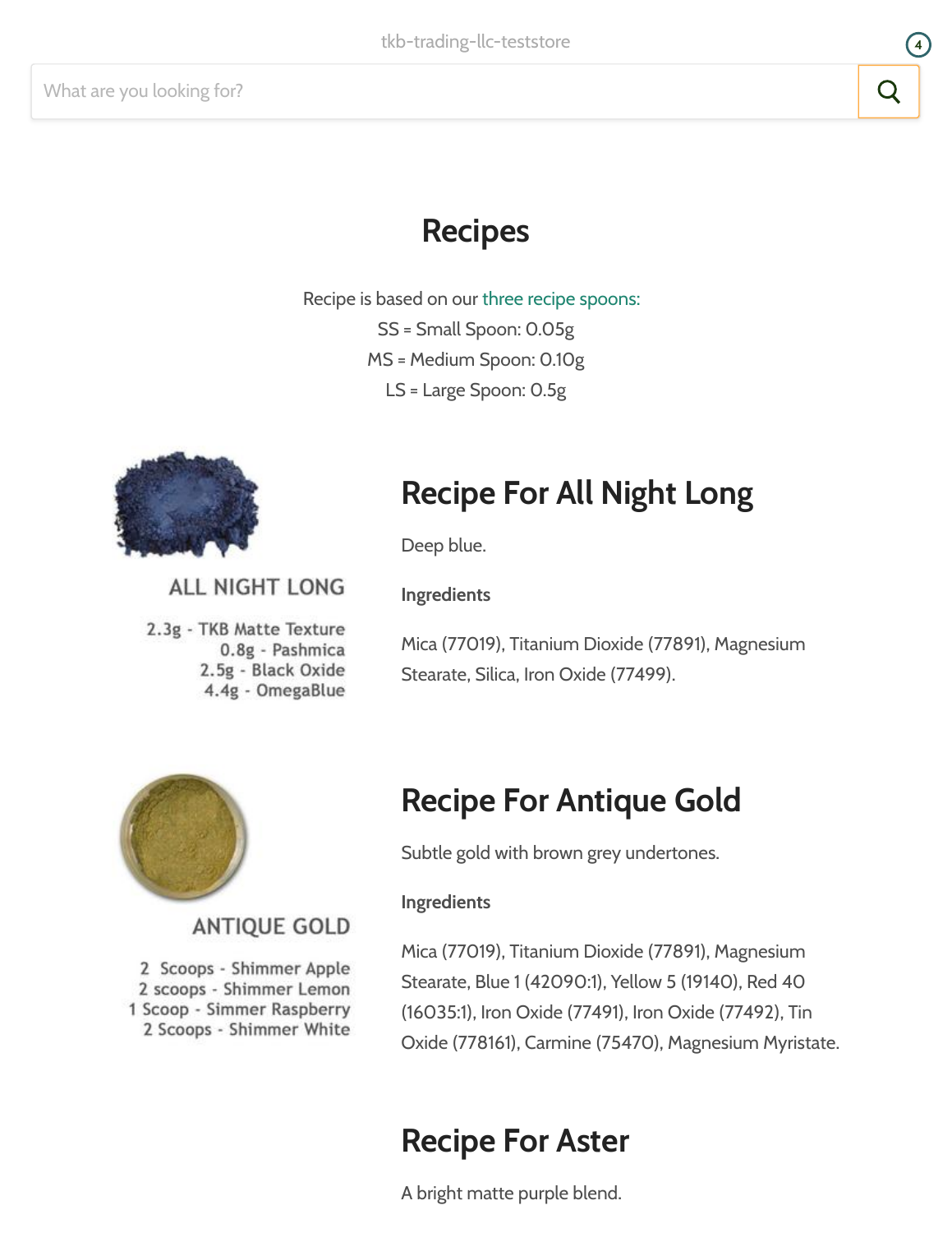tkb-trading-llc-teststore

What are you looking for?

# Recipes

Recipe is based on our three recipe spoons:
SS = Small Spoon: 0.05g
MS = Medium Spoon: 0.10g
LS = Large Spoon: 0.5g

ALL NIGHT LONG

2.3g - TKB Matte Texture
0.8g - Pashmica
2.5g - Black Oxide
4.4g - OmegaBlue

## Recipe For All Night Long

Deep blue.

**Ingredients**

Mica (77019), Titanium Dioxide (77891), Magnesium Stearate, Silica, Iron Oxide (77499).

ANTIQUE GOLD

2 Scoops - Shimmer Apple
2 scoops - Shimmer Lemon
1 Scoop - Simmer Raspberry
2 Scoops - Shimmer White

## Recipe For Antique Gold

Subtle gold with brown grey undertones.

**Ingredients**

Mica (77019), Titanium Dioxide (77891), Magnesium Stearate, Blue 1 (42090:1), Yellow 5 (19140), Red 40 (16035:1), Iron Oxide (77491), Iron Oxide (77492), Tin Oxide (778161), Carmine (75470), Magnesium Myristate.

## Recipe For Aster

A bright matte purple blend.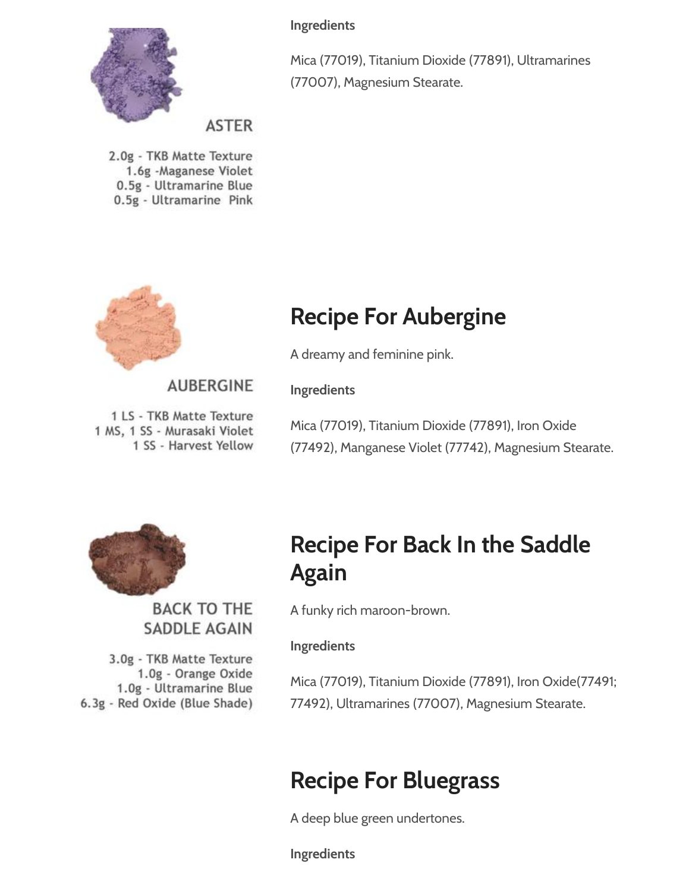ASTER

2.0g - TKB Matte Texture
1.6g -Maganese Violet
0.5g - Ultramarine Blue
0.5g - Ultramarine Pink

**Ingredients**

Mica (77019), Titanium Dioxide (77891), Ultramarines (77007), Magnesium Stearate.

AUBERGINE

1 LS - TKB Matte Texture
1 MS, 1 SS - Murasaki Violet
1 SS - Harvest Yellow

## Recipe For Aubergine

A dreamy and feminine pink.

**Ingredients**

Mica (77019), Titanium Dioxide (77891), Iron Oxide (77492), Manganese Violet (77742), Magnesium Stearate.

BACK TO THE SADDLE AGAIN

3.0g - TKB Matte Texture
1.0g - Orange Oxide
1.0g - Ultramarine Blue
6.3g - Red Oxide (Blue Shade)

## Recipe For Back In the Saddle Again

A funky rich maroon-brown.

**Ingredients**

Mica (77019), Titanium Dioxide (77891), Iron Oxide(77491; 77492), Ultramarines (77007), Magnesium Stearate.

## Recipe For Bluegrass

A deep blue green undertones.

**Ingredients**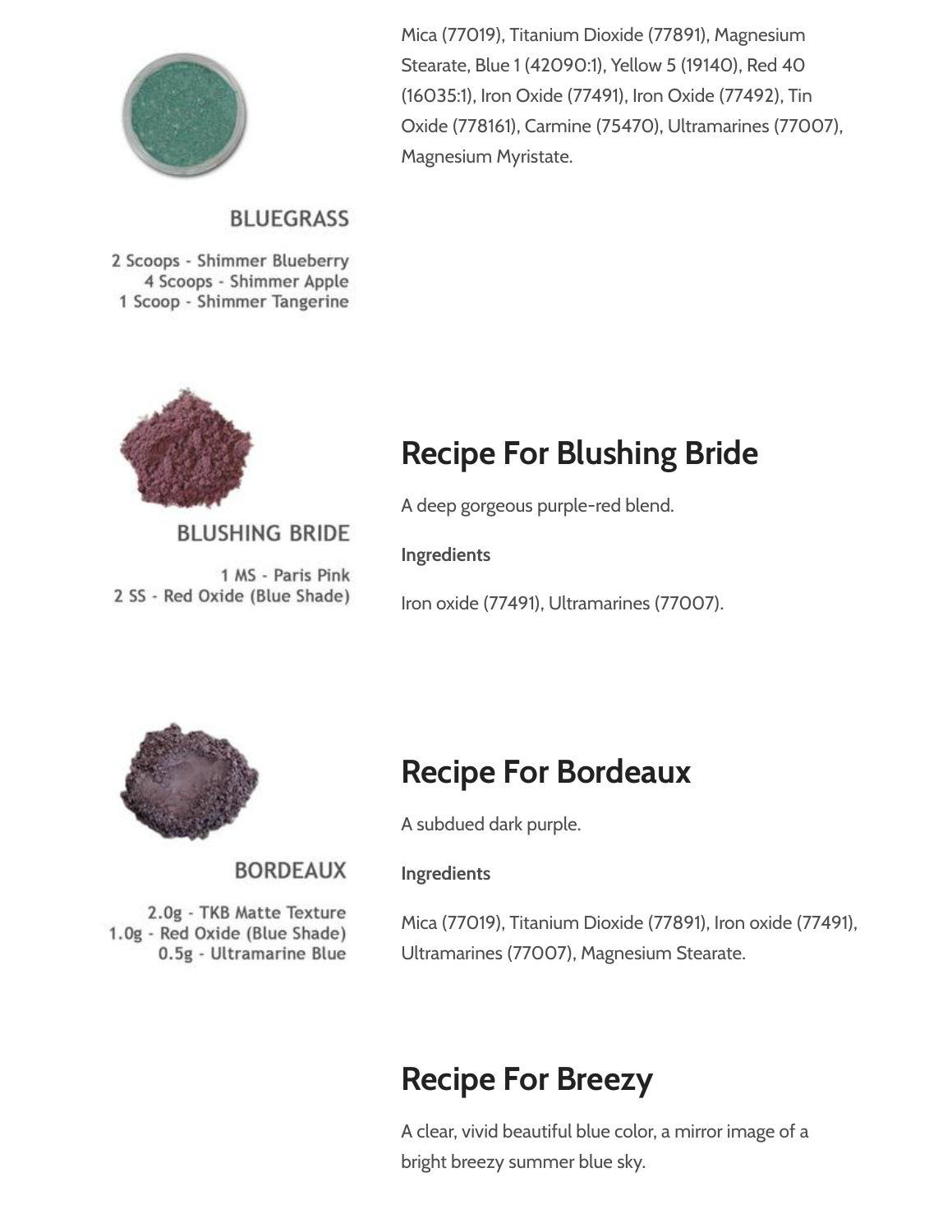Mica (77019), Titanium Dioxide (77891), Magnesium Stearate, Blue 1 (42090:1), Yellow 5 (19140), Red 40 (16035:1), Iron Oxide (77491), Iron Oxide (77492), Tin Oxide (778161), Carmine (75470), Ultramarines (77007), Magnesium Myristate.

BLUEGRASS

2 Scoops - Shimmer Blueberry
4 Scoops - Shimmer Apple
1 Scoop - Shimmer Tangerine

## Recipe For Blushing Bride

BLUSHING BRIDE

1 MS - Paris Pink
2 SS - Red Oxide (Blue Shade)

A deep gorgeous purple-red blend.

**Ingredients**

Iron oxide (77491), Ultramarines (77007).

## Recipe For Bordeaux

BORDEAUX

2.0g - TKB Matte Texture
1.0g - Red Oxide (Blue Shade)
0.5g - Ultramarine Blue

A subdued dark purple.

**Ingredients**

Mica (77019), Titanium Dioxide (77891), Iron oxide (77491), Ultramarines (77007), Magnesium Stearate.

## Recipe For Breezy

A clear, vivid beautiful blue color, a mirror image of a bright breezy summer blue sky.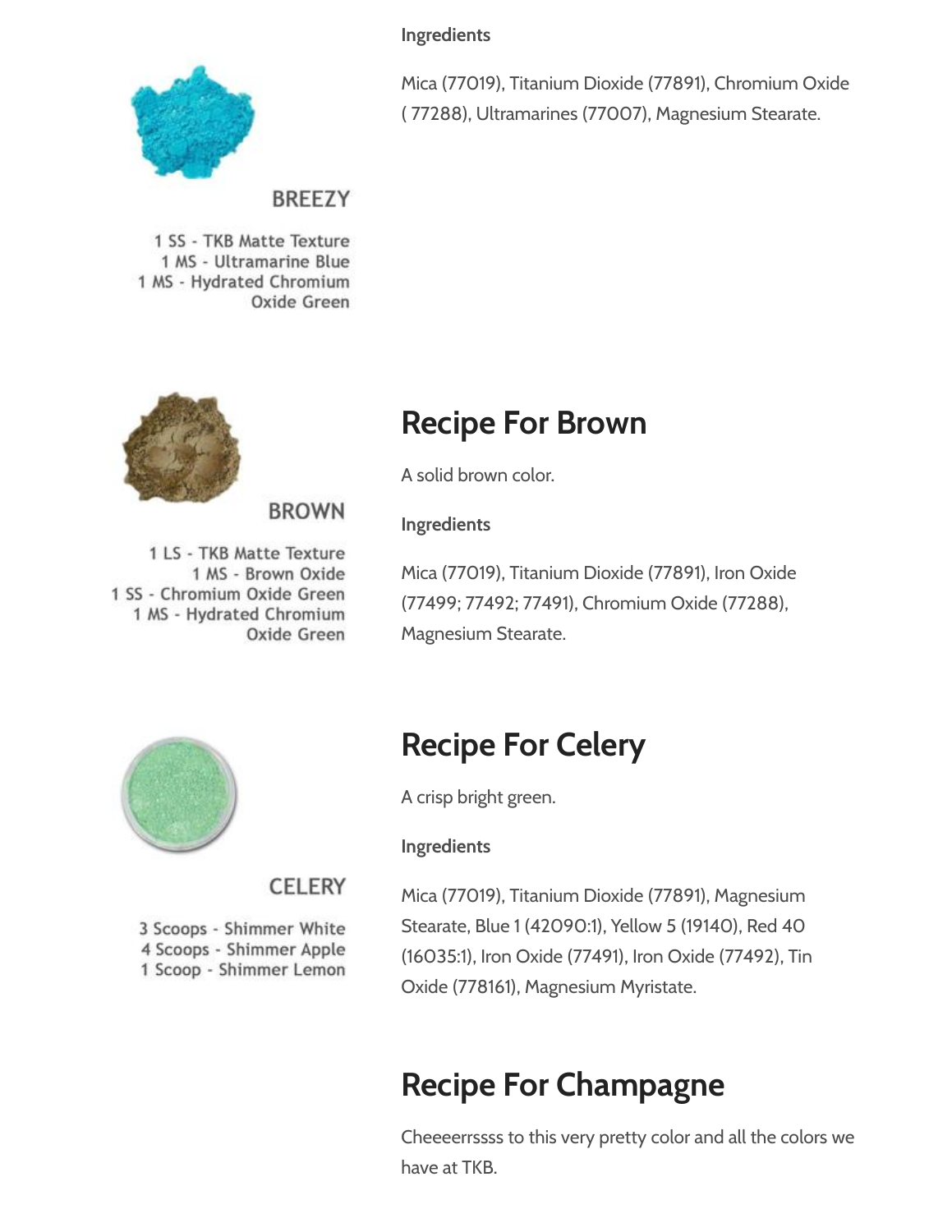**Ingredients**

Mica (77019), Titanium Dioxide (77891), Chromium Oxide ( 77288), Ultramarines (77007), Magnesium Stearate.

BREEZY

1 SS - TKB Matte Texture
1 MS - Ultramarine Blue
1 MS - Hydrated Chromium Oxide Green

## Recipe For Brown

A solid brown color.

**Ingredients**

Mica (77019), Titanium Dioxide (77891), Iron Oxide (77499; 77492; 77491), Chromium Oxide (77288), Magnesium Stearate.

BROWN

1 LS - TKB Matte Texture
1 MS - Brown Oxide
1 SS - Chromium Oxide Green
1 MS - Hydrated Chromium Oxide Green

## Recipe For Celery

A crisp bright green.

**Ingredients**

Mica (77019), Titanium Dioxide (77891), Magnesium Stearate, Blue 1 (42090:1), Yellow 5 (19140), Red 40 (16035:1), Iron Oxide (77491), Iron Oxide (77492), Tin Oxide (778161), Magnesium Myristate.

CELERY

3 Scoops - Shimmer White
4 Scoops - Shimmer Apple
1 Scoop - Shimmer Lemon

## Recipe For Champagne

Cheeeerrssss to this very pretty color and all the colors we have at TKB.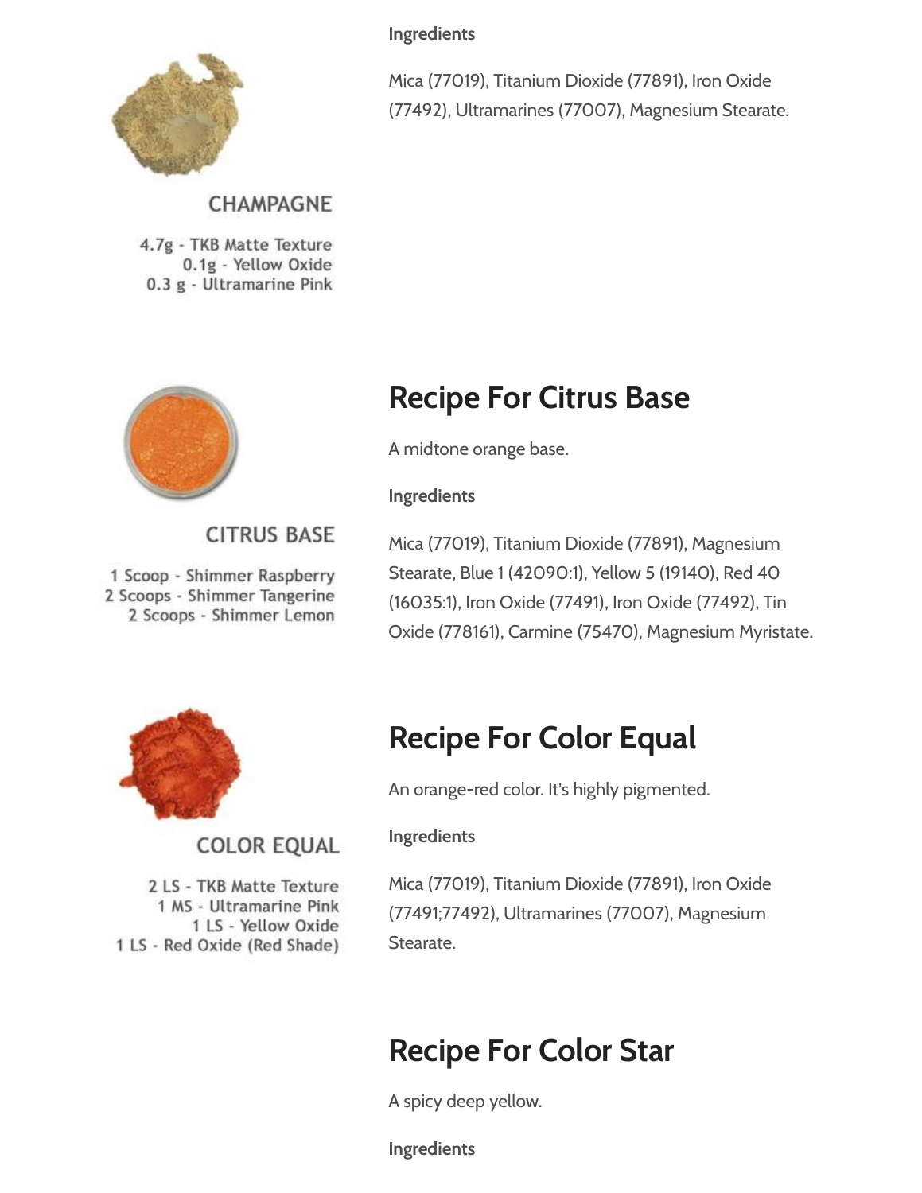**Ingredients**

Mica (77019), Titanium Dioxide (77891), Iron Oxide (77492), Ultramarines (77007), Magnesium Stearate.

CHAMPAGNE

4.7g - TKB Matte Texture
0.1g - Yellow Oxide
0.3 g - Ultramarine Pink

## Recipe For Citrus Base

A midtone orange base.

**Ingredients**

Mica (77019), Titanium Dioxide (77891), Magnesium Stearate, Blue 1 (42090:1), Yellow 5 (19140), Red 40 (16035:1), Iron Oxide (77491), Iron Oxide (77492), Tin Oxide (778161), Carmine (75470), Magnesium Myristate.

CITRUS BASE

1 Scoop - Shimmer Raspberry
2 Scoops - Shimmer Tangerine
2 Scoops - Shimmer Lemon

## Recipe For Color Equal

An orange-red color. It's highly pigmented.

**Ingredients**

Mica (77019), Titanium Dioxide (77891), Iron Oxide (77491;77492), Ultramarines (77007), Magnesium Stearate.

COLOR EQUAL

2 LS - TKB Matte Texture
1 MS - Ultramarine Pink
1 LS - Yellow Oxide
1 LS - Red Oxide (Red Shade)

## Recipe For Color Star

A spicy deep yellow.

**Ingredients**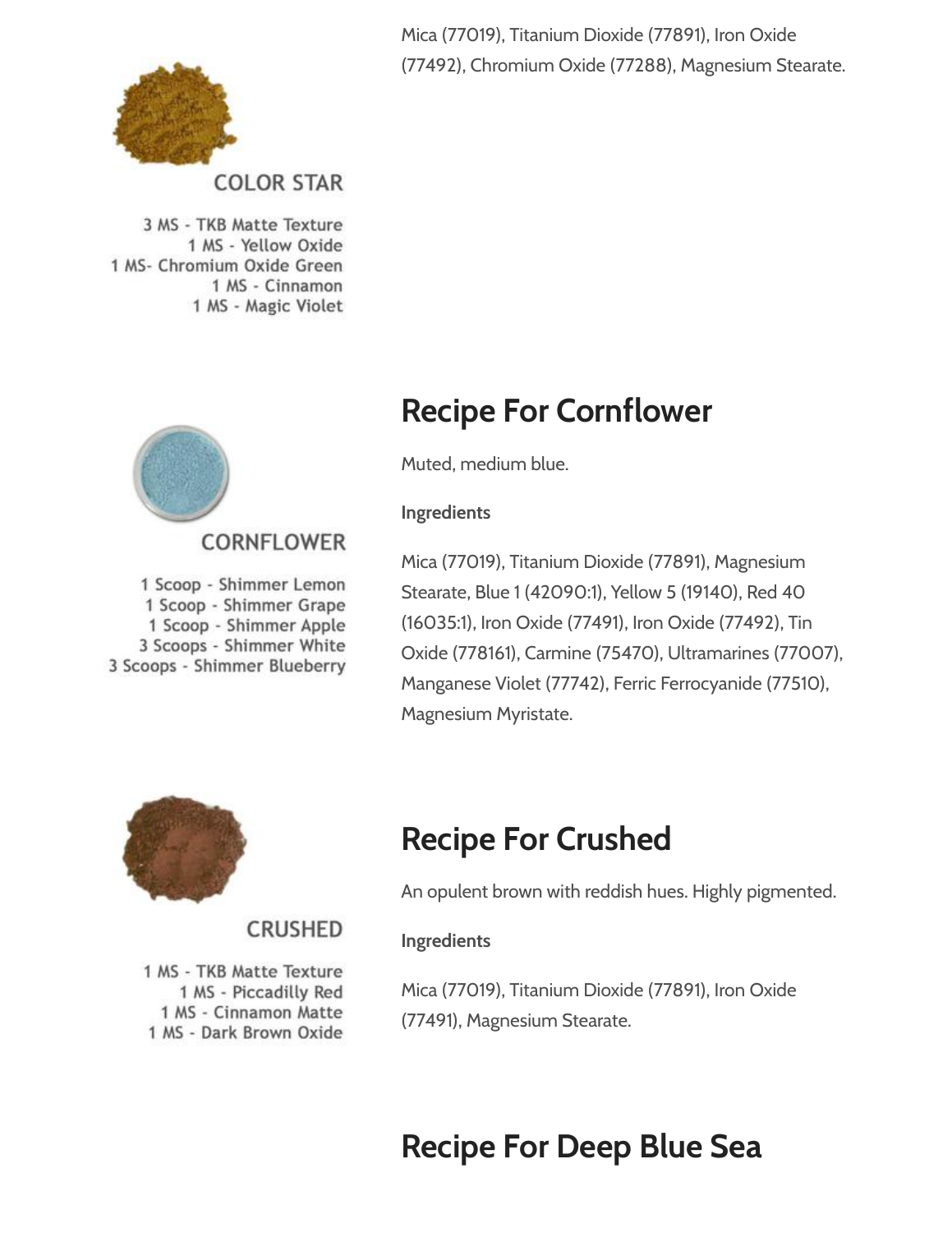Mica (77019), Titanium Dioxide (77891), Iron Oxide (77492), Chromium Oxide (77288), Magnesium Stearate.

COLOR STAR

3 MS - TKB Matte Texture
1 MS - Yellow Oxide
1 MS- Chromium Oxide Green
1 MS - Cinnamon
1 MS - Magic Violet

## Recipe For Cornflower

Muted, medium blue.

**Ingredients**

Mica (77019), Titanium Dioxide (77891), Magnesium Stearate, Blue 1 (42090:1), Yellow 5 (19140), Red 40 (16035:1), Iron Oxide (77491), Iron Oxide (77492), Tin Oxide (778161), Carmine (75470), Ultramarines (77007), Manganese Violet (77742), Ferric Ferrocyanide (77510), Magnesium Myristate.

CORNFLOWER

1 Scoop - Shimmer Lemon
1 Scoop - Shimmer Grape
1 Scoop - Shimmer Apple
3 Scoops - Shimmer White
3 Scoops - Shimmer Blueberry

## Recipe For Crushed

An opulent brown with reddish hues. Highly pigmented.

**Ingredients**

Mica (77019), Titanium Dioxide (77891), Iron Oxide (77491), Magnesium Stearate.

CRUSHED

1 MS - TKB Matte Texture
1 MS - Piccadilly Red
1 MS - Cinnamon Matte
1 MS - Dark Brown Oxide

## Recipe For Deep Blue Sea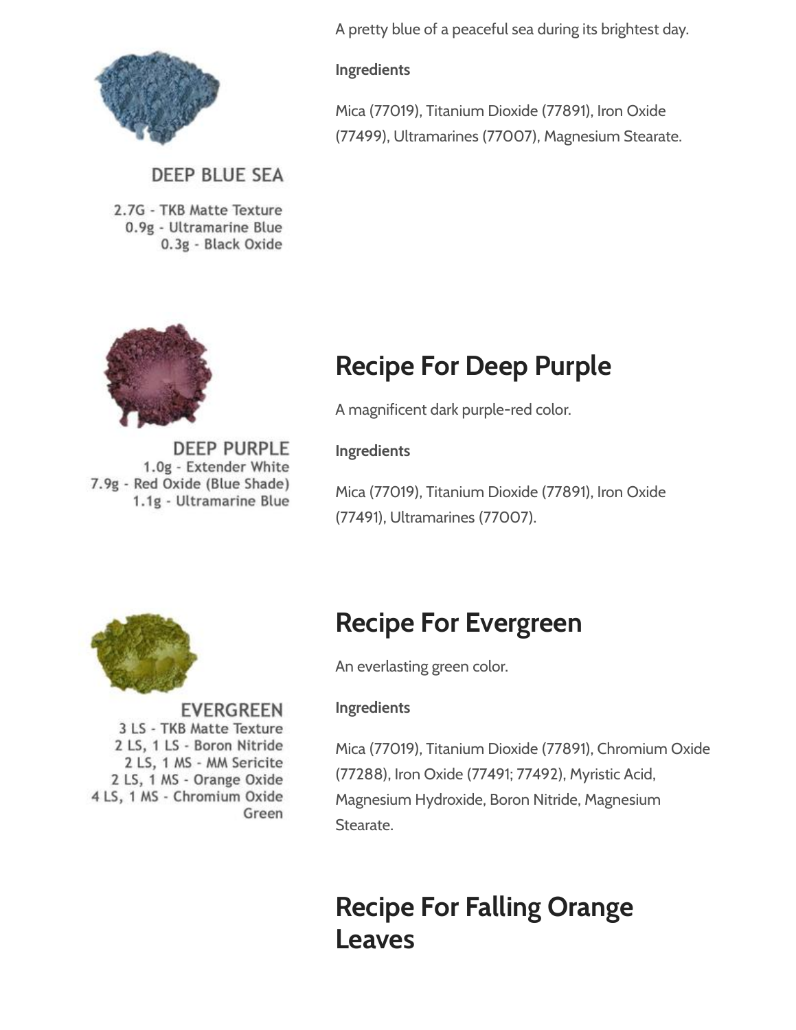A pretty blue of a peaceful sea during its brightest day.

**Ingredients**

Mica (77019), Titanium Dioxide (77891), Iron Oxide (77499), Ultramarines (77007), Magnesium Stearate.

DEEP BLUE SEA

2.7G - TKB Matte Texture
0.9g - Ultramarine Blue
0.3g - Black Oxide

## Recipe For Deep Purple

A magnificent dark purple-red color.

**Ingredients**

Mica (77019), Titanium Dioxide (77891), Iron Oxide (77491), Ultramarines (77007).

DEEP PURPLE

1.0g - Extender White
7.9g - Red Oxide (Blue Shade)
1.1g - Ultramarine Blue

## Recipe For Evergreen

An everlasting green color.

**Ingredients**

Mica (77019), Titanium Dioxide (77891), Chromium Oxide (77288), Iron Oxide (77491; 77492), Myristic Acid, Magnesium Hydroxide, Boron Nitride, Magnesium Stearate.

EVERGREEN

3 LS - TKB Matte Texture
2 LS, 1 LS - Boron Nitride
2 LS, 1 MS - MM Sericite
2 LS, 1 MS - Orange Oxide
4 LS, 1 MS - Chromium Oxide Green

## Recipe For Falling Orange Leaves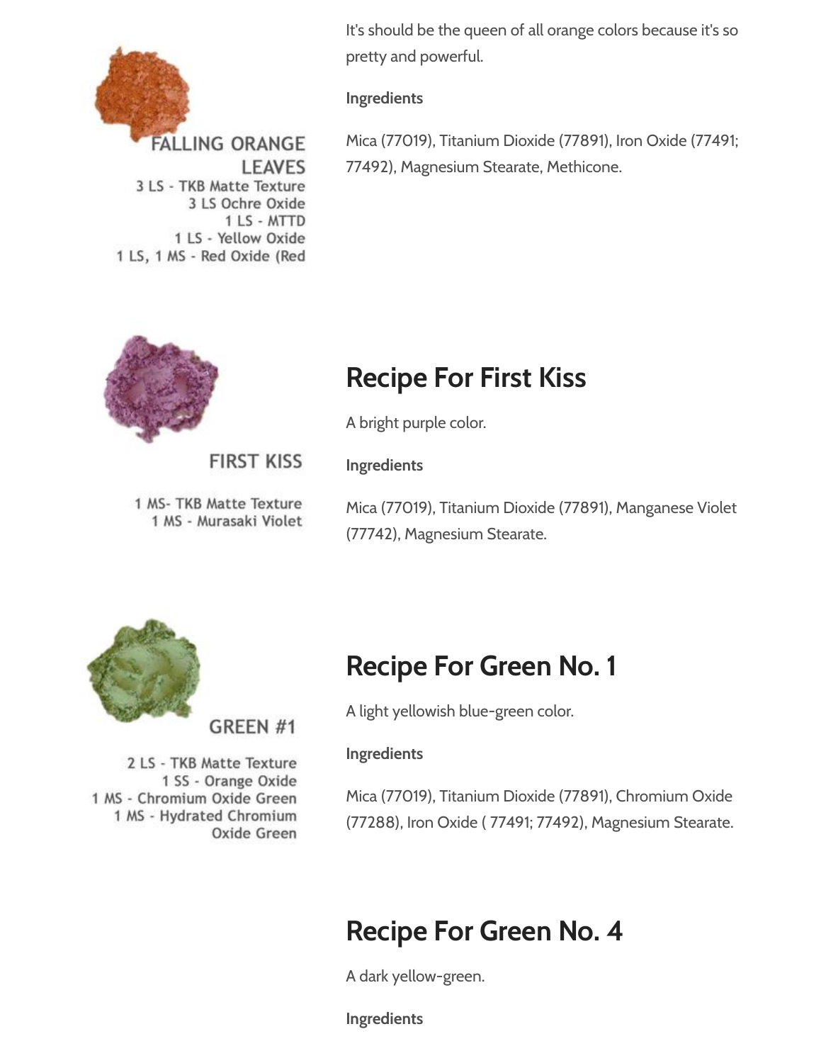FALLING ORANGE LEAVES

3 LS - TKB Matte Texture
3 LS Ochre Oxide
1 LS - MTTD
1 LS - Yellow Oxide
1 LS, 1 MS - Red Oxide (Red

It's should be the queen of all orange colors because it's so pretty and powerful.

**Ingredients**

Mica (77019), Titanium Dioxide (77891), Iron Oxide (77491; 77492), Magnesium Stearate, Methicone.

FIRST KISS

1 MS- TKB Matte Texture
1 MS - Murasaki Violet

## Recipe For First Kiss

A bright purple color.

**Ingredients**

Mica (77019), Titanium Dioxide (77891), Manganese Violet (77742), Magnesium Stearate.

GREEN #1

2 LS - TKB Matte Texture
1 SS - Orange Oxide
1 MS - Chromium Oxide Green
1 MS - Hydrated Chromium Oxide Green

## Recipe For Green No. 1

A light yellowish blue-green color.

**Ingredients**

Mica (77019), Titanium Dioxide (77891), Chromium Oxide (77288), Iron Oxide ( 77491; 77492), Magnesium Stearate.

## Recipe For Green No. 4

A dark yellow-green.

**Ingredients**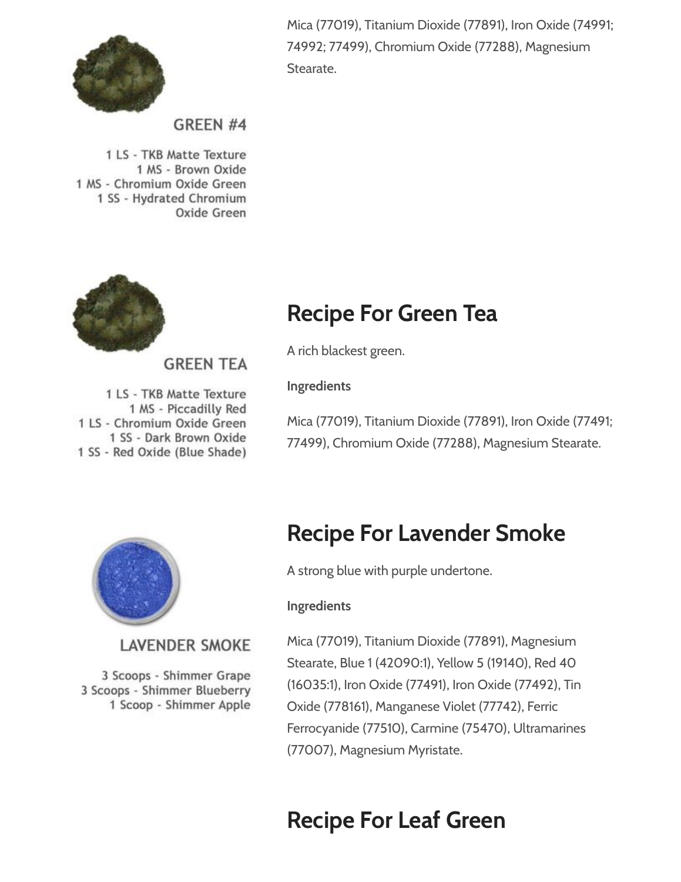Mica (77019), Titanium Dioxide (77891), Iron Oxide (74991; 74992; 77499), Chromium Oxide (77288), Magnesium Stearate.

GREEN #4

1 LS - TKB Matte Texture
1 MS - Brown Oxide
1 MS - Chromium Oxide Green
1 SS - Hydrated Chromium Oxide Green

## Recipe For Green Tea

A rich blackest green.

**Ingredients**

Mica (77019), Titanium Dioxide (77891), Iron Oxide (77491; 77499), Chromium Oxide (77288), Magnesium Stearate.

GREEN TEA

1 LS - TKB Matte Texture
1 MS - Piccadilly Red
1 LS - Chromium Oxide Green
1 SS - Dark Brown Oxide
1 SS - Red Oxide (Blue Shade)

## Recipe For Lavender Smoke

A strong blue with purple undertone.

**Ingredients**

Mica (77019), Titanium Dioxide (77891), Magnesium Stearate, Blue 1 (42090:1), Yellow 5 (19140), Red 40 (16035:1), Iron Oxide (77491), Iron Oxide (77492), Tin Oxide (778161), Manganese Violet (77742), Ferric Ferrocyanide (77510), Carmine (75470), Ultramarines (77007), Magnesium Myristate.

LAVENDER SMOKE

3 Scoops - Shimmer Grape
3 Scoops - Shimmer Blueberry
1 Scoop - Shimmer Apple

## Recipe For Leaf Green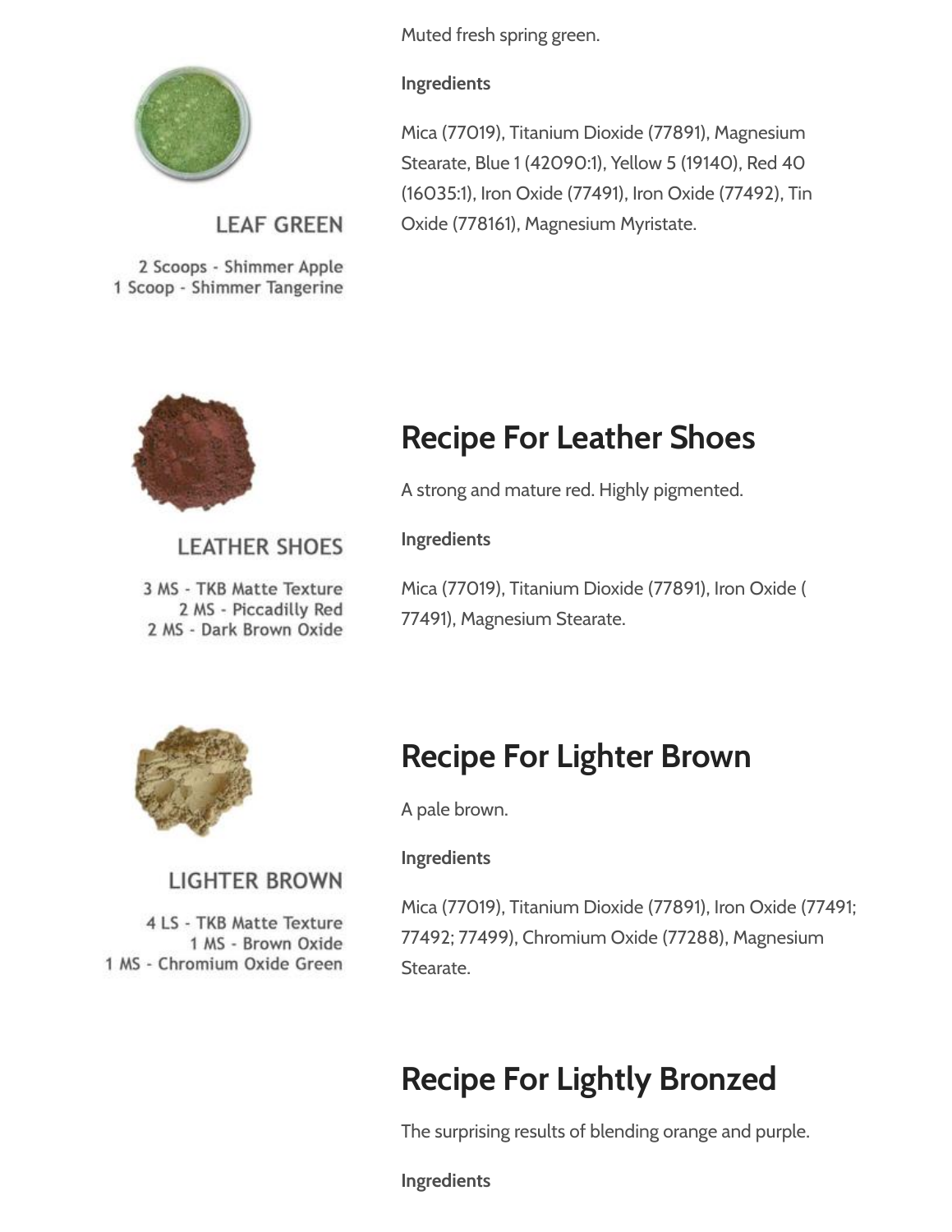Muted fresh spring green.

**Ingredients**

Mica (77019), Titanium Dioxide (77891), Magnesium Stearate, Blue 1 (42090:1), Yellow 5 (19140), Red 40 (16035:1), Iron Oxide (77491), Iron Oxide (77492), Tin Oxide (778161), Magnesium Myristate.

LEAF GREEN

2 Scoops - Shimmer Apple
1 Scoop - Shimmer Tangerine

## Recipe For Leather Shoes

A strong and mature red. Highly pigmented.

**Ingredients**

Mica (77019), Titanium Dioxide (77891), Iron Oxide ( 77491), Magnesium Stearate.

LEATHER SHOES

3 MS - TKB Matte Texture
2 MS - Piccadilly Red
2 MS - Dark Brown Oxide

## Recipe For Lighter Brown

A pale brown.

**Ingredients**

Mica (77019), Titanium Dioxide (77891), Iron Oxide (77491; 77492; 77499), Chromium Oxide (77288), Magnesium Stearate.

LIGHTER BROWN

4 LS - TKB Matte Texture
1 MS - Brown Oxide
1 MS - Chromium Oxide Green

## Recipe For Lightly Bronzed

The surprising results of blending orange and purple.

**Ingredients**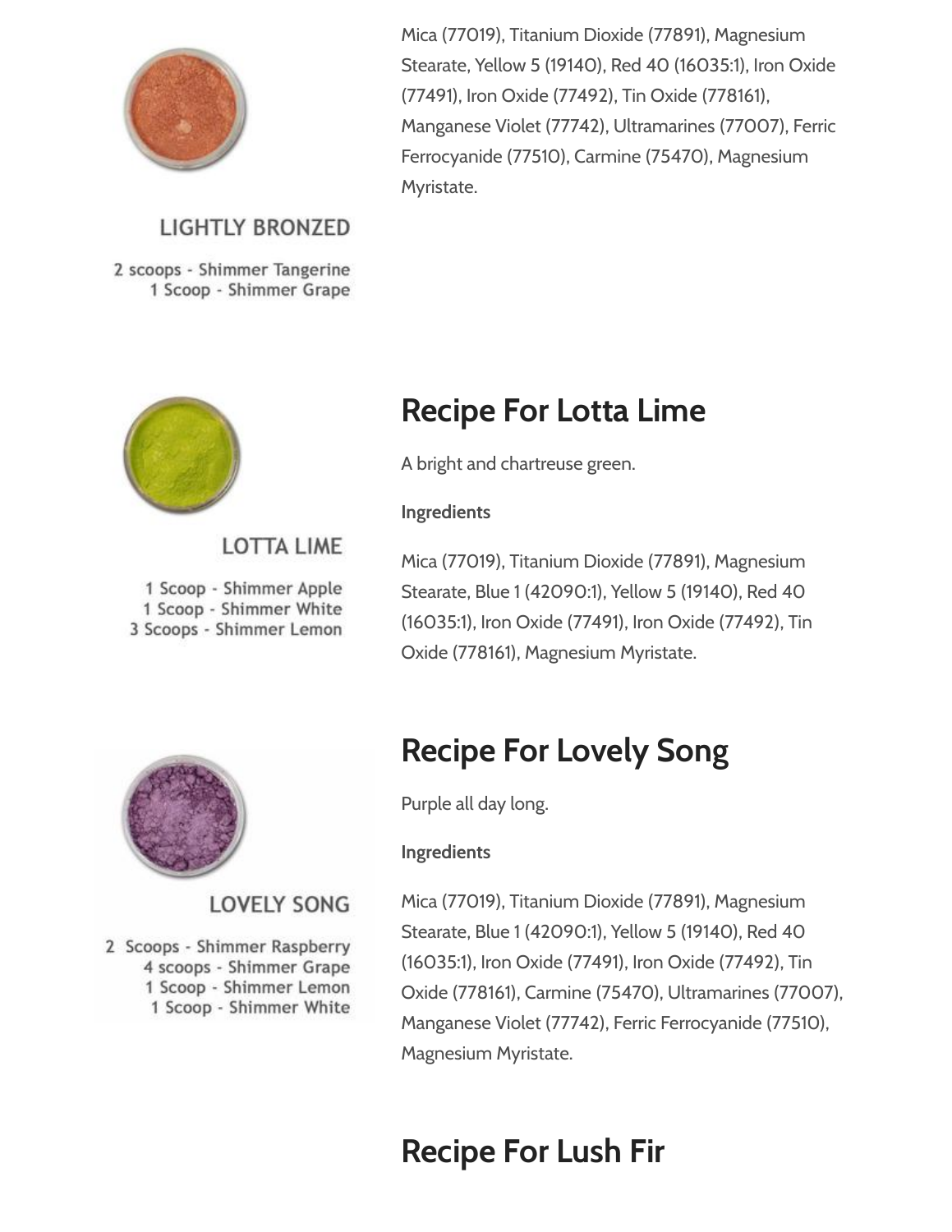Mica (77019), Titanium Dioxide (77891), Magnesium Stearate, Yellow 5 (19140), Red 40 (16035:1), Iron Oxide (77491), Iron Oxide (77492), Tin Oxide (778161), Manganese Violet (77742), Ultramarines (77007), Ferric Ferrocyanide (77510), Carmine (75470), Magnesium Myristate.

LIGHTLY BRONZED

2 scoops - Shimmer Tangerine
1 Scoop - Shimmer Grape

## Recipe For Lotta Lime

A bright and chartreuse green.

**Ingredients**

Mica (77019), Titanium Dioxide (77891), Magnesium Stearate, Blue 1 (42090:1), Yellow 5 (19140), Red 40 (16035:1), Iron Oxide (77491), Iron Oxide (77492), Tin Oxide (778161), Magnesium Myristate.

LOTTA LIME

1 Scoop - Shimmer Apple
1 Scoop - Shimmer White
3 Scoops - Shimmer Lemon

## Recipe For Lovely Song

Purple all day long.

**Ingredients**

Mica (77019), Titanium Dioxide (77891), Magnesium Stearate, Blue 1 (42090:1), Yellow 5 (19140), Red 40 (16035:1), Iron Oxide (77491), Iron Oxide (77492), Tin Oxide (778161), Carmine (75470), Ultramarines (77007), Manganese Violet (77742), Ferric Ferrocyanide (77510), Magnesium Myristate.

LOVELY SONG

2 Scoops - Shimmer Raspberry
4 scoops - Shimmer Grape
1 Scoop - Shimmer Lemon
1 Scoop - Shimmer White

## Recipe For Lush Fir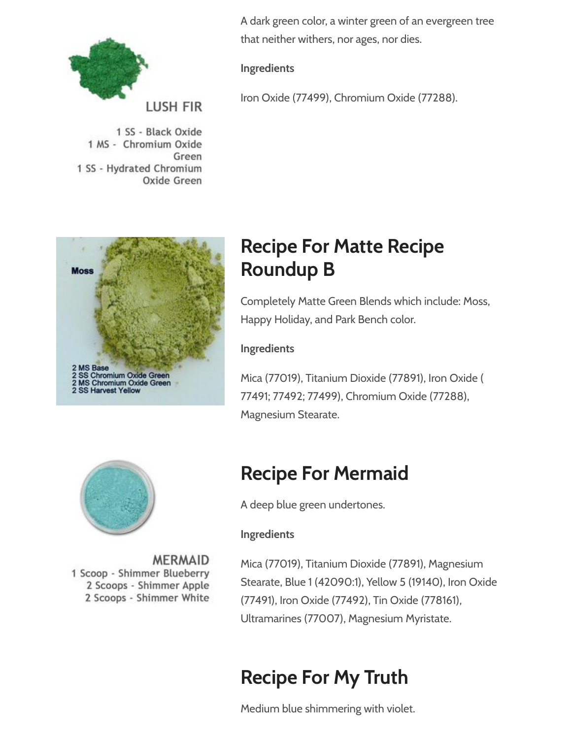A dark green color, a winter green of an evergreen tree that neither withers, nor ages, nor dies.

**Ingredients**

Iron Oxide (77499), Chromium Oxide (77288).

## Recipe For Matte Recipe Roundup B

Completely Matte Green Blends which include: Moss, Happy Holiday, and Park Bench color.

**Ingredients**

Mica (77019), Titanium Dioxide (77891), Iron Oxide ( 77491; 77492; 77499), Chromium Oxide (77288), Magnesium Stearate.

## Recipe For Mermaid

A deep blue green undertones.

**Ingredients**

Mica (77019), Titanium Dioxide (77891), Magnesium Stearate, Blue 1 (42090:1), Yellow 5 (19140), Iron Oxide (77491), Iron Oxide (77492), Tin Oxide (778161), Ultramarines (77007), Magnesium Myristate.

## Recipe For My Truth

Medium blue shimmering with violet.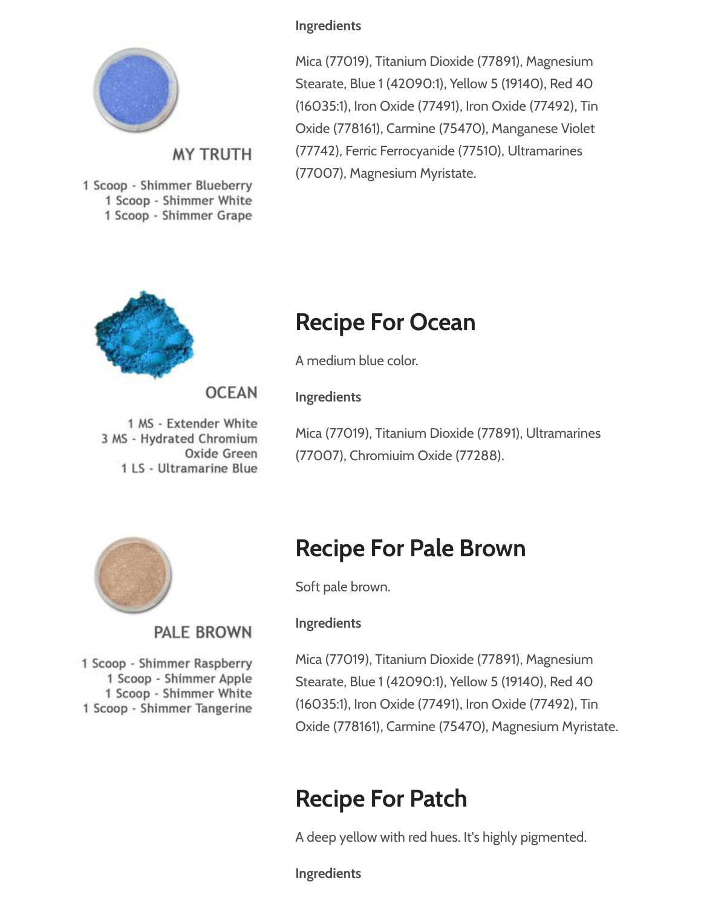**Ingredients**

Mica (77019), Titanium Dioxide (77891), Magnesium Stearate, Blue 1 (42090:1), Yellow 5 (19140), Red 40 (16035:1), Iron Oxide (77491), Iron Oxide (77492), Tin Oxide (778161), Carmine (75470), Manganese Violet (77742), Ferric Ferrocyanide (77510), Ultramarines (77007), Magnesium Myristate.

MY TRUTH

1 Scoop - Shimmer Blueberry
1 Scoop - Shimmer White
1 Scoop - Shimmer Grape

## Recipe For Ocean

A medium blue color.

**Ingredients**

Mica (77019), Titanium Dioxide (77891), Ultramarines (77007), Chromiuim Oxide (77288).

OCEAN

1 MS - Extender White
3 MS - Hydrated Chromium Oxide Green
1 LS - Ultramarine Blue

## Recipe For Pale Brown

Soft pale brown.

**Ingredients**

Mica (77019), Titanium Dioxide (77891), Magnesium Stearate, Blue 1 (42090:1), Yellow 5 (19140), Red 40 (16035:1), Iron Oxide (77491), Iron Oxide (77492), Tin Oxide (778161), Carmine (75470), Magnesium Myristate.

PALE BROWN

1 Scoop - Shimmer Raspberry
1 Scoop - Shimmer Apple
1 Scoop - Shimmer White
1 Scoop - Shimmer Tangerine

## Recipe For Patch

A deep yellow with red hues. It's highly pigmented.

**Ingredients**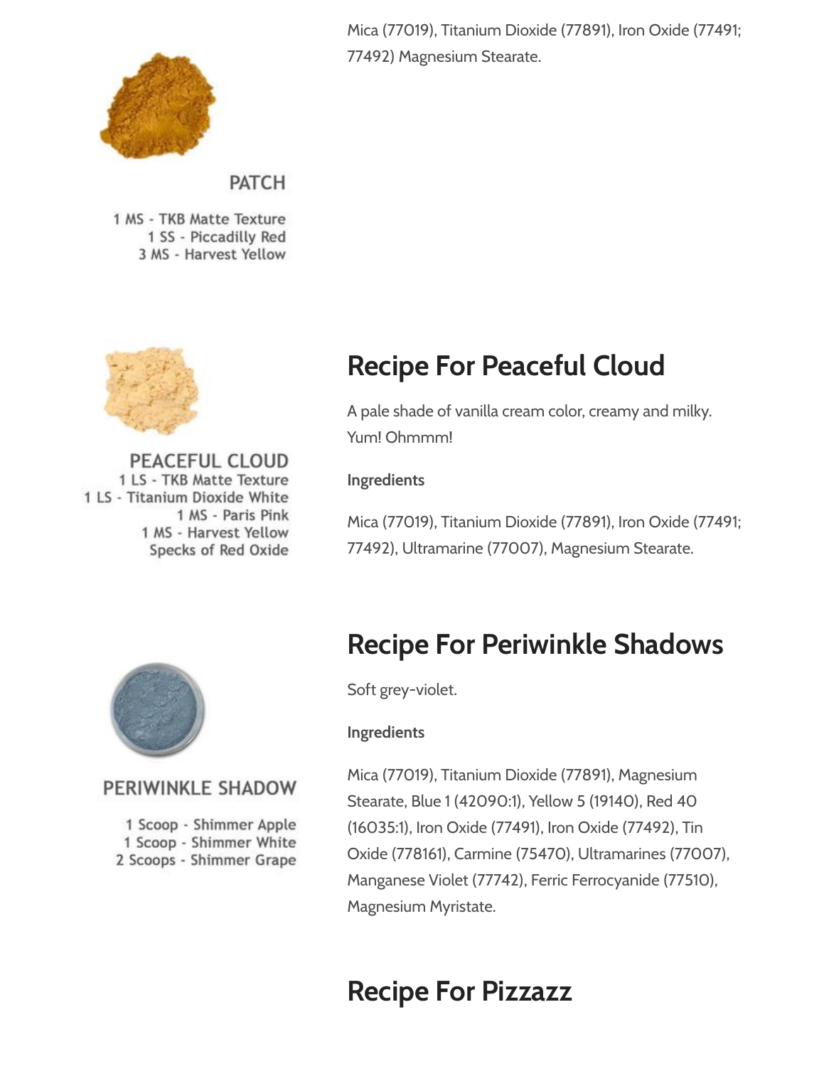Mica (77019), Titanium Dioxide (77891), Iron Oxide (77491; 77492) Magnesium Stearate.

PATCH

1 MS - TKB Matte Texture
1 SS - Piccadilly Red
3 MS - Harvest Yellow

## Recipe For Peaceful Cloud

A pale shade of vanilla cream color, creamy and milky. Yum! Ohmmm!

**Ingredients**

Mica (77019), Titanium Dioxide (77891), Iron Oxide (77491; 77492), Ultramarine (77007), Magnesium Stearate.

PEACEFUL CLOUD

1 LS - TKB Matte Texture
1 LS - Titanium Dioxide White
1 MS - Paris Pink
1 MS - Harvest Yellow
Specks of Red Oxide

## Recipe For Periwinkle Shadows

Soft grey-violet.

**Ingredients**

Mica (77019), Titanium Dioxide (77891), Magnesium Stearate, Blue 1 (42090:1), Yellow 5 (19140), Red 40 (16035:1), Iron Oxide (77491), Iron Oxide (77492), Tin Oxide (778161), Carmine (75470), Ultramarines (77007), Manganese Violet (77742), Ferric Ferrocyanide (77510), Magnesium Myristate.

PERIWINKLE SHADOW

1 Scoop - Shimmer Apple
1 Scoop - Shimmer White
2 Scoops - Shimmer Grape

## Recipe For Pizzazz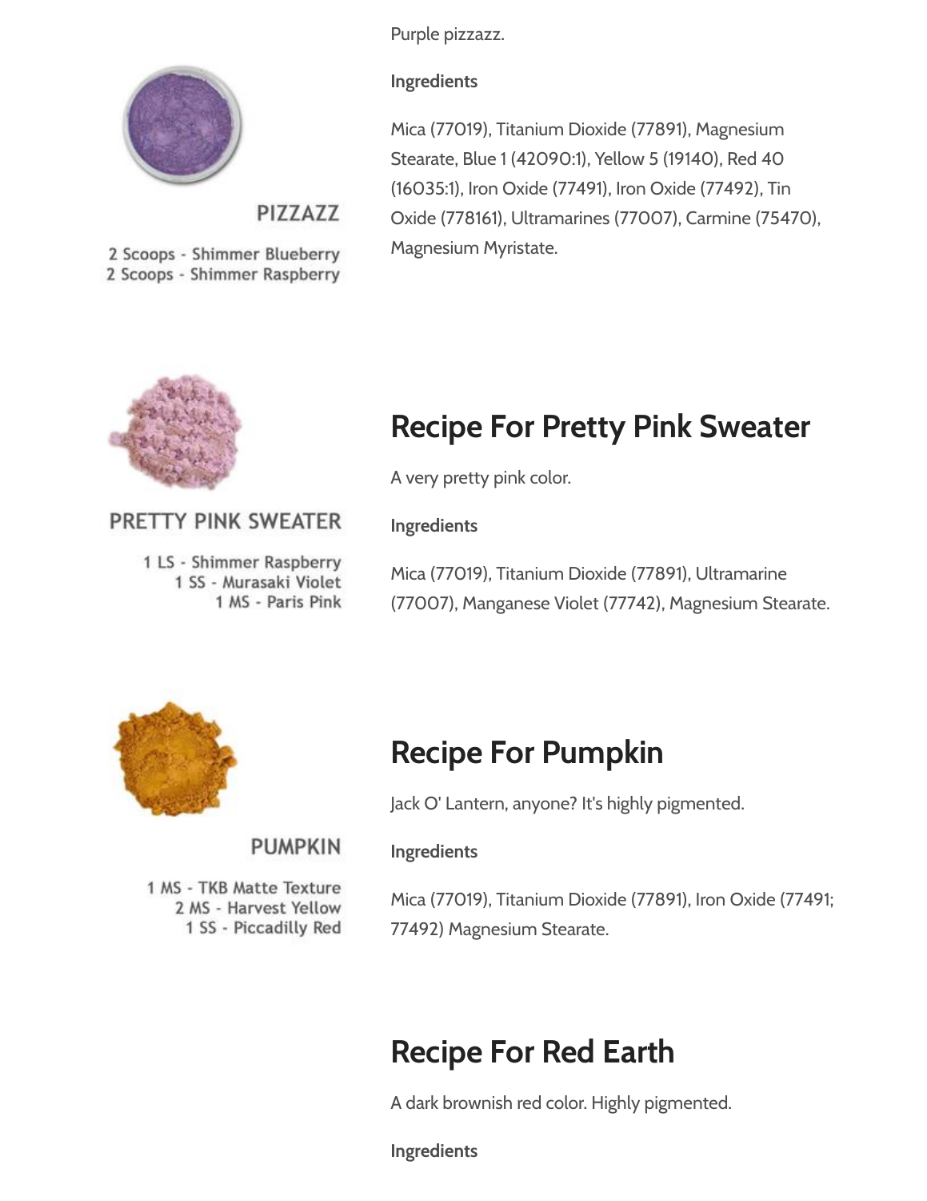Purple pizzazz.

**Ingredients**

Mica (77019), Titanium Dioxide (77891), Magnesium Stearate, Blue 1 (42090:1), Yellow 5 (19140), Red 40 (16035:1), Iron Oxide (77491), Iron Oxide (77492), Tin Oxide (778161), Ultramarines (77007), Carmine (75470), Magnesium Myristate.

PIZZAZZ

2 Scoops - Shimmer Blueberry
2 Scoops - Shimmer Raspberry

## Recipe For Pretty Pink Sweater

A very pretty pink color.

**Ingredients**

Mica (77019), Titanium Dioxide (77891), Ultramarine (77007), Manganese Violet (77742), Magnesium Stearate.

PRETTY PINK SWEATER

1 LS - Shimmer Raspberry
1 SS - Murasaki Violet
1 MS - Paris Pink

## Recipe For Pumpkin

Jack O' Lantern, anyone? It's highly pigmented.

**Ingredients**

Mica (77019), Titanium Dioxide (77891), Iron Oxide (77491; 77492) Magnesium Stearate.

PUMPKIN

1 MS - TKB Matte Texture
2 MS - Harvest Yellow
1 SS - Piccadilly Red

## Recipe For Red Earth

A dark brownish red color. Highly pigmented.

**Ingredients**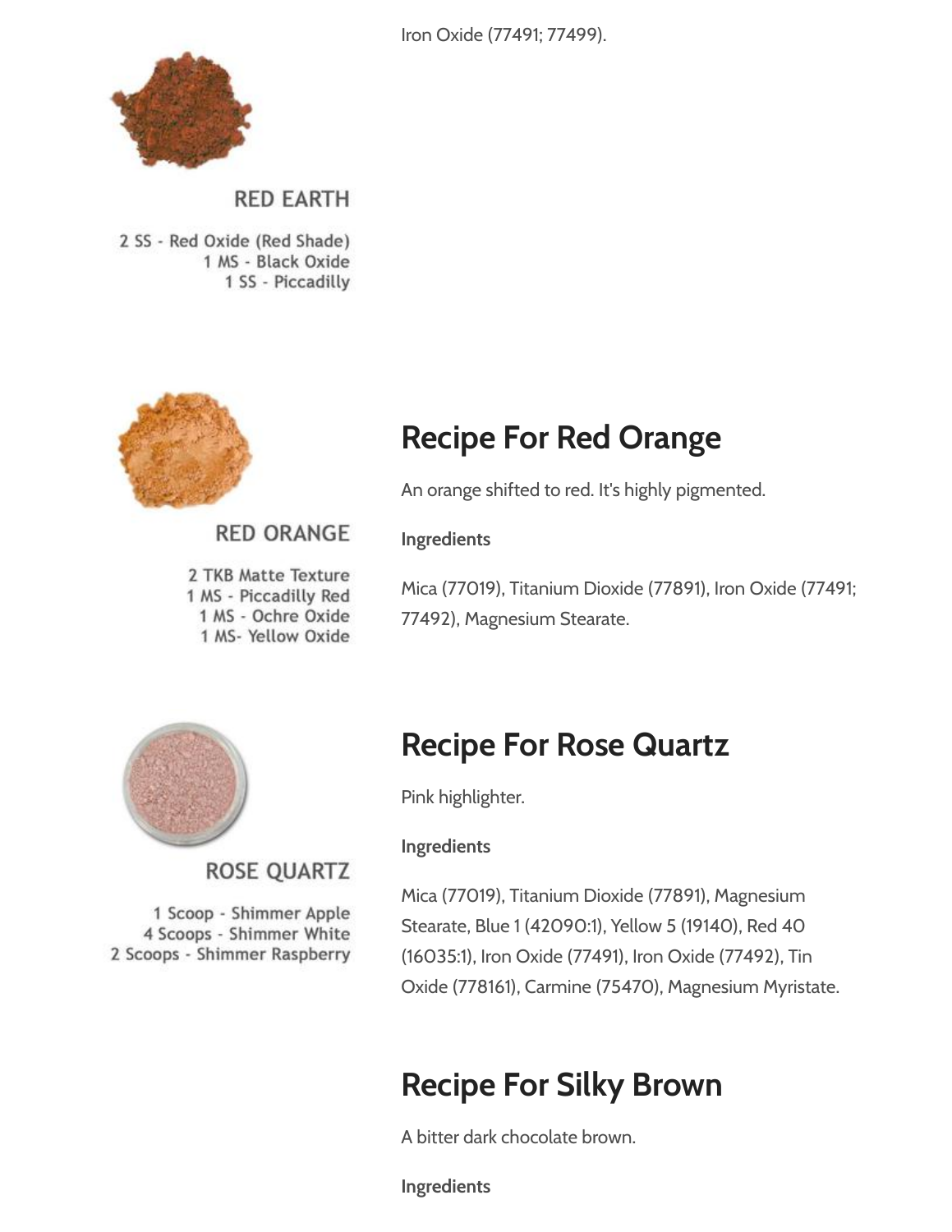Iron Oxide (77491; 77499).

RED EARTH

2 SS - Red Oxide (Red Shade)
1 MS - Black Oxide
1 SS - Piccadilly

RED ORANGE

2 TKB Matte Texture
1 MS - Piccadilly Red
1 MS - Ochre Oxide
1 MS- Yellow Oxide

## Recipe For Red Orange

An orange shifted to red. It's highly pigmented.

**Ingredients**

Mica (77019), Titanium Dioxide (77891), Iron Oxide (77491; 77492), Magnesium Stearate.

ROSE QUARTZ

1 Scoop - Shimmer Apple
4 Scoops - Shimmer White
2 Scoops - Shimmer Raspberry

## Recipe For Rose Quartz

Pink highlighter.

**Ingredients**

Mica (77019), Titanium Dioxide (77891), Magnesium Stearate, Blue 1 (42090:1), Yellow 5 (19140), Red 40 (16035:1), Iron Oxide (77491), Iron Oxide (77492), Tin Oxide (778161), Carmine (75470), Magnesium Myristate.

## Recipe For Silky Brown

A bitter dark chocolate brown.

**Ingredients**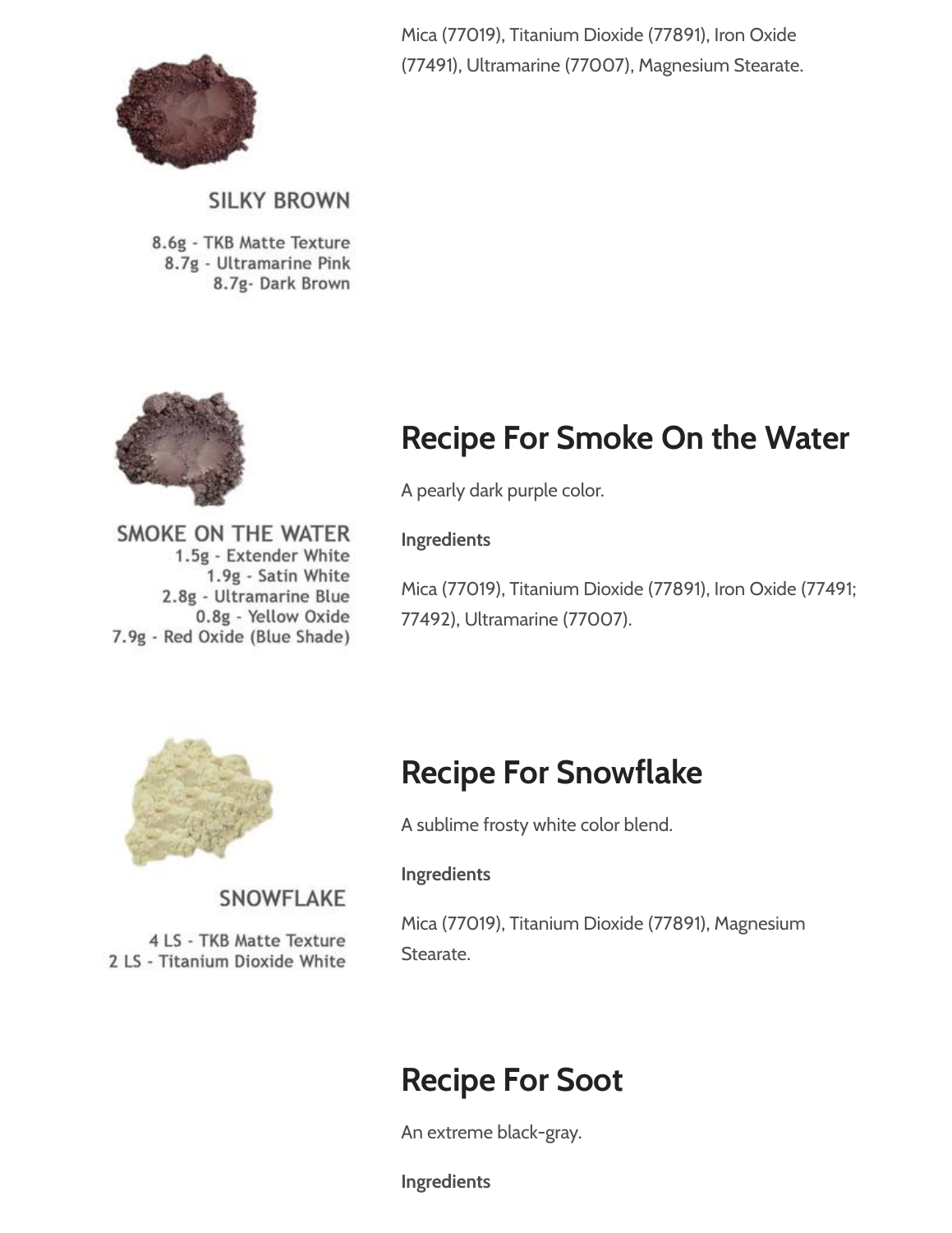Mica (77019), Titanium Dioxide (77891), Iron Oxide (77491), Ultramarine (77007), Magnesium Stearate.

SILKY BROWN

8.6g - TKB Matte Texture
8.7g - Ultramarine Pink
8.7g- Dark Brown

## Recipe For Smoke On the Water

A pearly dark purple color.

**Ingredients**

Mica (77019), Titanium Dioxide (77891), Iron Oxide (77491; 77492), Ultramarine (77007).

SMOKE ON THE WATER

1.5g - Extender White
1.9g - Satin White
2.8g - Ultramarine Blue
0.8g - Yellow Oxide
7.9g - Red Oxide (Blue Shade)

## Recipe For Snowflake

A sublime frosty white color blend.

**Ingredients**

Mica (77019), Titanium Dioxide (77891), Magnesium Stearate.

SNOWFLAKE

4 LS - TKB Matte Texture
2 LS - Titanium Dioxide White

## Recipe For Soot

An extreme black-gray.

**Ingredients**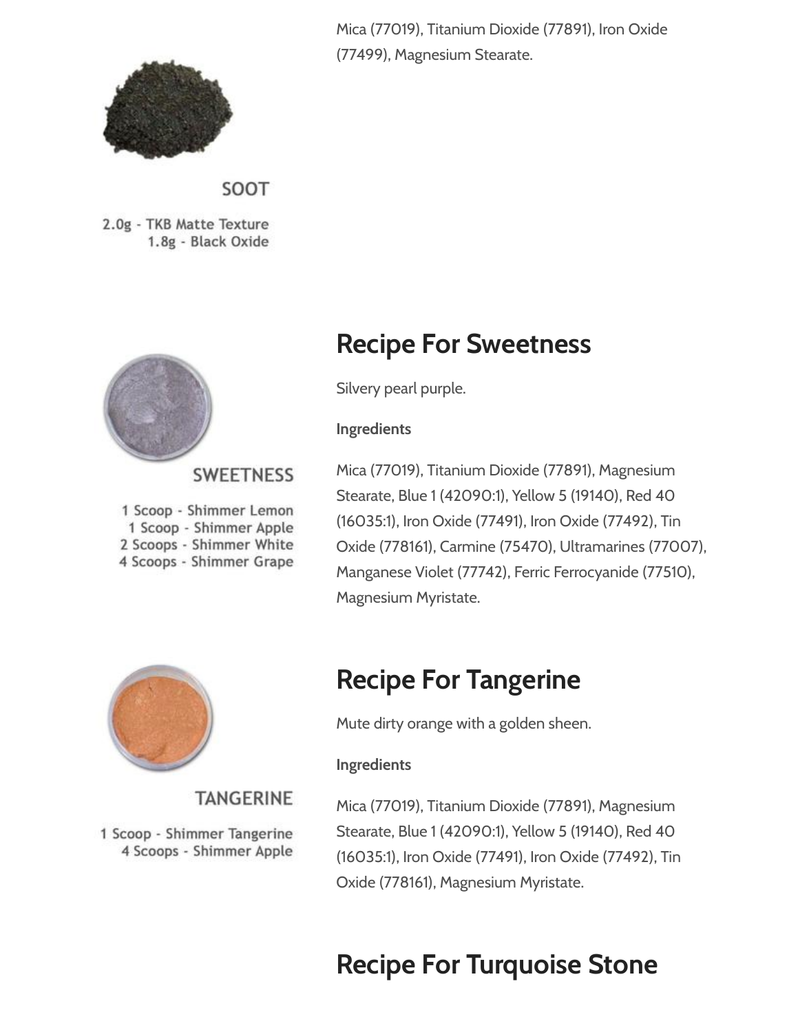Mica (77019), Titanium Dioxide (77891), Iron Oxide (77499), Magnesium Stearate.

SOOT

2.0g - TKB Matte Texture
1.8g - Black Oxide

## Recipe For Sweetness

Silvery pearl purple.

**Ingredients**

Mica (77019), Titanium Dioxide (77891), Magnesium Stearate, Blue 1 (42090:1), Yellow 5 (19140), Red 40 (16035:1), Iron Oxide (77491), Iron Oxide (77492), Tin Oxide (778161), Carmine (75470), Ultramarines (77007), Manganese Violet (77742), Ferric Ferrocyanide (77510), Magnesium Myristate.

SWEETNESS

1 Scoop - Shimmer Lemon
1 Scoop - Shimmer Apple
2 Scoops - Shimmer White
4 Scoops - Shimmer Grape

## Recipe For Tangerine

Mute dirty orange with a golden sheen.

**Ingredients**

Mica (77019), Titanium Dioxide (77891), Magnesium Stearate, Blue 1 (42090:1), Yellow 5 (19140), Red 40 (16035:1), Iron Oxide (77491), Iron Oxide (77492), Tin Oxide (778161), Magnesium Myristate.

TANGERINE

1 Scoop - Shimmer Tangerine
4 Scoops - Shimmer Apple

## Recipe For Turquoise Stone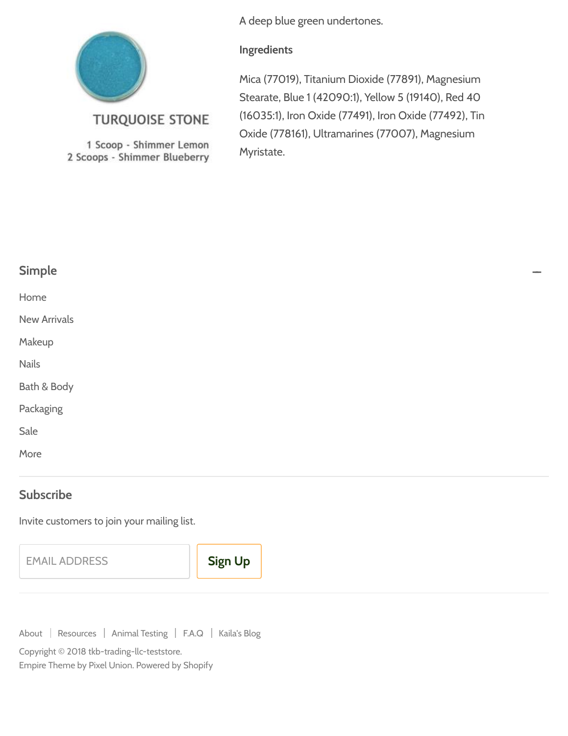TURQUOISE STONE

1 Scoop - Shimmer Lemon
2 Scoops - Shimmer Blueberry

A deep blue green undertones.

**Ingredients**

Mica (77019), Titanium Dioxide (77891), Magnesium Stearate, Blue 1 (42090:1), Yellow 5 (19140), Red 40 (16035:1), Iron Oxide (77491), Iron Oxide (77492), Tin Oxide (778161), Ultramarines (77007), Magnesium Myristate.

## Simple

- Home
- New Arrivals
- Makeup
- Nails
- Bath & Body
- Packaging
- Sale
- More

## Subscribe

Invite customers to join your mailing list.

EMAIL ADDRESS

Sign Up

About | Resources | Animal Testing | F.A.Q | Kaila's Blog

Copyright © 2018 tkb-trading-llc-teststore.
Empire Theme by Pixel Union. Powered by Shopify